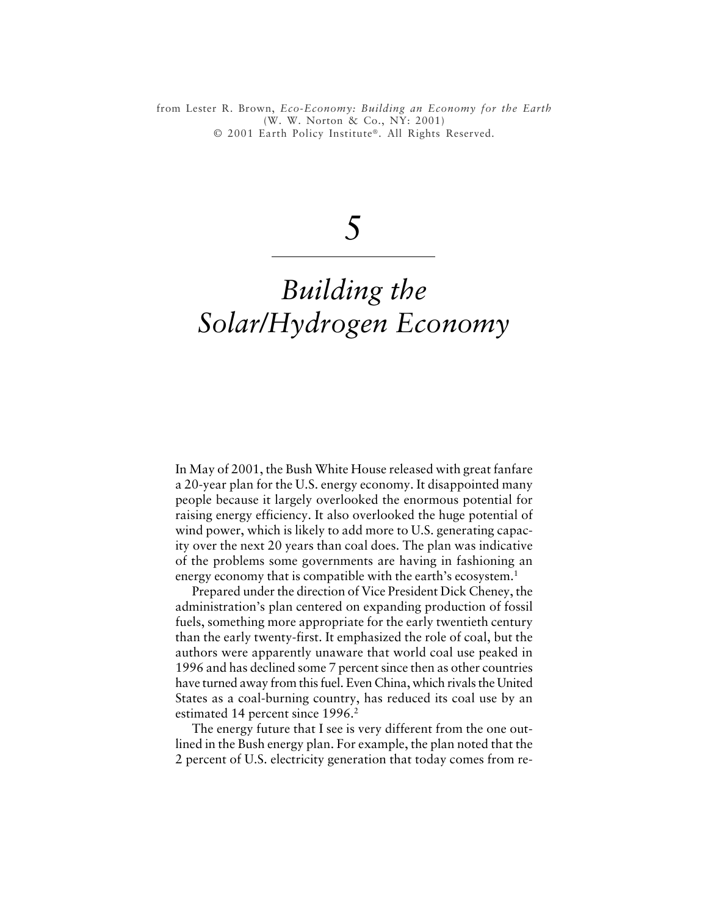from Lester R. Brown, *Eco-Economy: Building an Economy for the Earth* (W. W. Norton & Co., NY: 2001)
© 2001 Earth Policy Institute®. All Rights Reserved.

# 5

# *Building the Solar/Hydrogen Economy*

In May of 2001, the Bush White House released with great fanfare a 20-year plan for the U.S. energy economy. It disappointed many people because it largely overlooked the enormous potential for raising energy efficiency. It also overlooked the huge potential of wind power, which is likely to add more to U.S. generating capacity over the next 20 years than coal does. The plan was indicative of the problems some governments are having in fashioning an energy economy that is compatible with the earth's ecosystem.[1]

Prepared under the direction of Vice President Dick Cheney, the administration's plan centered on expanding production of fossil fuels, something more appropriate for the early twentieth century than the early twenty-first. It emphasized the role of coal, but the authors were apparently unaware that world coal use peaked in 1996 and has declined some 7 percent since then as other countries have turned away from this fuel. Even China, which rivals the United States as a coal-burning country, has reduced its coal use by an estimated 14 percent since 1996.[2]

The energy future that I see is very different from the one outlined in the Bush energy plan. For example, the plan noted that the 2 percent of U.S. electricity generation that today comes from re-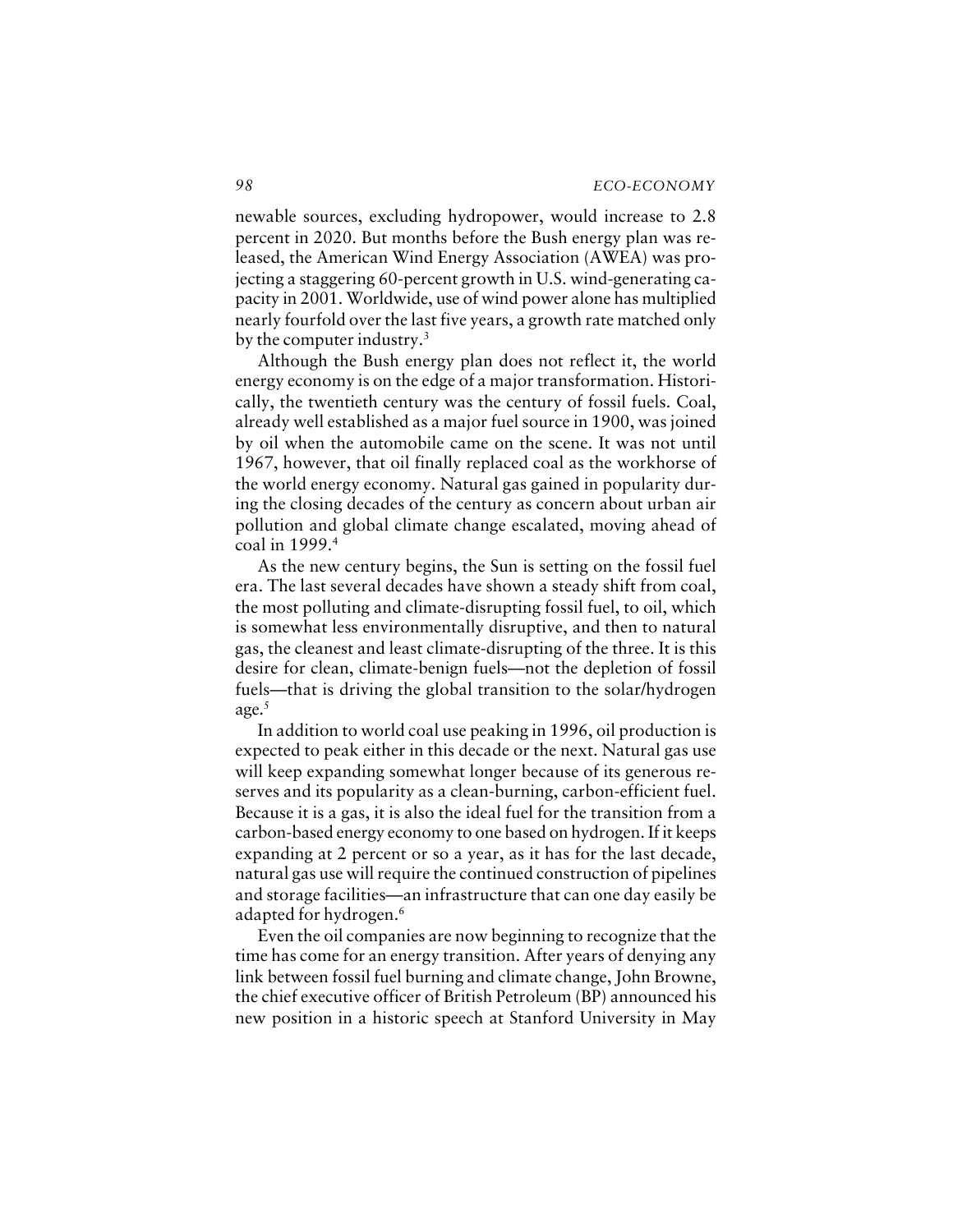newable sources, excluding hydropower, would increase to 2.8 percent in 2020. But months before the Bush energy plan was released, the American Wind Energy Association (AWEA) was projecting a staggering 60-percent growth in U.S. wind-generating capacity in 2001. Worldwide, use of wind power alone has multiplied nearly fourfold over the last five years, a growth rate matched only by the computer industry.[3]

Although the Bush energy plan does not reflect it, the world energy economy is on the edge of a major transformation. Historically, the twentieth century was the century of fossil fuels. Coal, already well established as a major fuel source in 1900, was joined by oil when the automobile came on the scene. It was not until 1967, however, that oil finally replaced coal as the workhorse of the world energy economy. Natural gas gained in popularity during the closing decades of the century as concern about urban air pollution and global climate change escalated, moving ahead of coal in 1999.[4]

As the new century begins, the Sun is setting on the fossil fuel era. The last several decades have shown a steady shift from coal, the most polluting and climate-disrupting fossil fuel, to oil, which is somewhat less environmentally disruptive, and then to natural gas, the cleanest and least climate-disrupting of the three. It is this desire for clean, climate-benign fuels—not the depletion of fossil fuels—that is driving the global transition to the solar/hydrogen age.[5]

In addition to world coal use peaking in 1996, oil production is expected to peak either in this decade or the next. Natural gas use will keep expanding somewhat longer because of its generous reserves and its popularity as a clean-burning, carbon-efficient fuel. Because it is a gas, it is also the ideal fuel for the transition from a carbon-based energy economy to one based on hydrogen. If it keeps expanding at 2 percent or so a year, as it has for the last decade, natural gas use will require the continued construction of pipelines and storage facilities—an infrastructure that can one day easily be adapted for hydrogen.[6]

Even the oil companies are now beginning to recognize that the time has come for an energy transition. After years of denying any link between fossil fuel burning and climate change, John Browne, the chief executive officer of British Petroleum (BP) announced his new position in a historic speech at Stanford University in May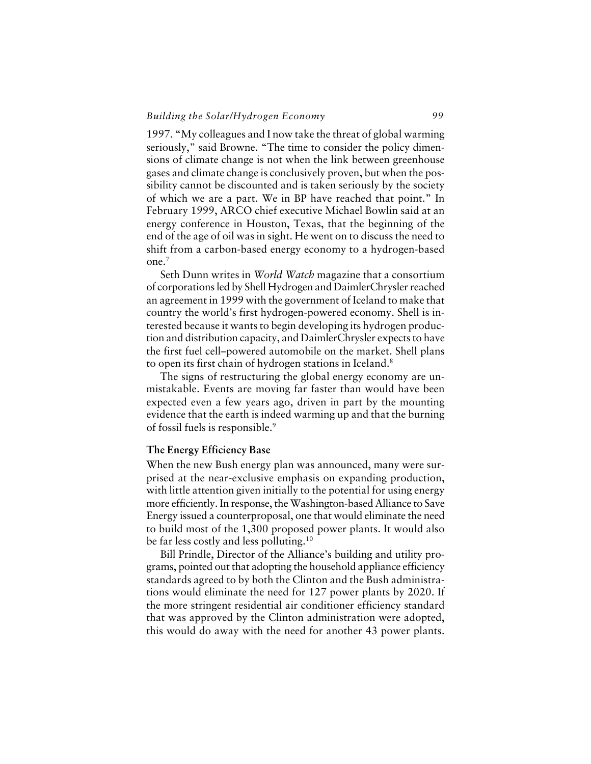1997. "My colleagues and I now take the threat of global warming seriously," said Browne. "The time to consider the policy dimensions of climate change is not when the link between greenhouse gases and climate change is conclusively proven, but when the possibility cannot be discounted and is taken seriously by the society of which we are a part. We in BP have reached that point." In February 1999, ARCO chief executive Michael Bowlin said at an energy conference in Houston, Texas, that the beginning of the end of the age of oil was in sight. He went on to discuss the need to shift from a carbon-based energy economy to a hydrogen-based one.[7]

Seth Dunn writes in *World Watch* magazine that a consortium of corporations led by Shell Hydrogen and DaimlerChrysler reached an agreement in 1999 with the government of Iceland to make that country the world's first hydrogen-powered economy. Shell is interested because it wants to begin developing its hydrogen production and distribution capacity, and DaimlerChrysler expects to have the first fuel cell–powered automobile on the market. Shell plans to open its first chain of hydrogen stations in Iceland.[8]

The signs of restructuring the global energy economy are unmistakable. Events are moving far faster than would have been expected even a few years ago, driven in part by the mounting evidence that the earth is indeed warming up and that the burning of fossil fuels is responsible.[9]

### The Energy Efficiency Base

When the new Bush energy plan was announced, many were surprised at the near-exclusive emphasis on expanding production, with little attention given initially to the potential for using energy more efficiently. In response, the Washington-based Alliance to Save Energy issued a counterproposal, one that would eliminate the need to build most of the 1,300 proposed power plants. It would also be far less costly and less polluting.[10]

Bill Prindle, Director of the Alliance's building and utility programs, pointed out that adopting the household appliance efficiency standards agreed to by both the Clinton and the Bush administrations would eliminate the need for 127 power plants by 2020. If the more stringent residential air conditioner efficiency standard that was approved by the Clinton administration were adopted, this would do away with the need for another 43 power plants.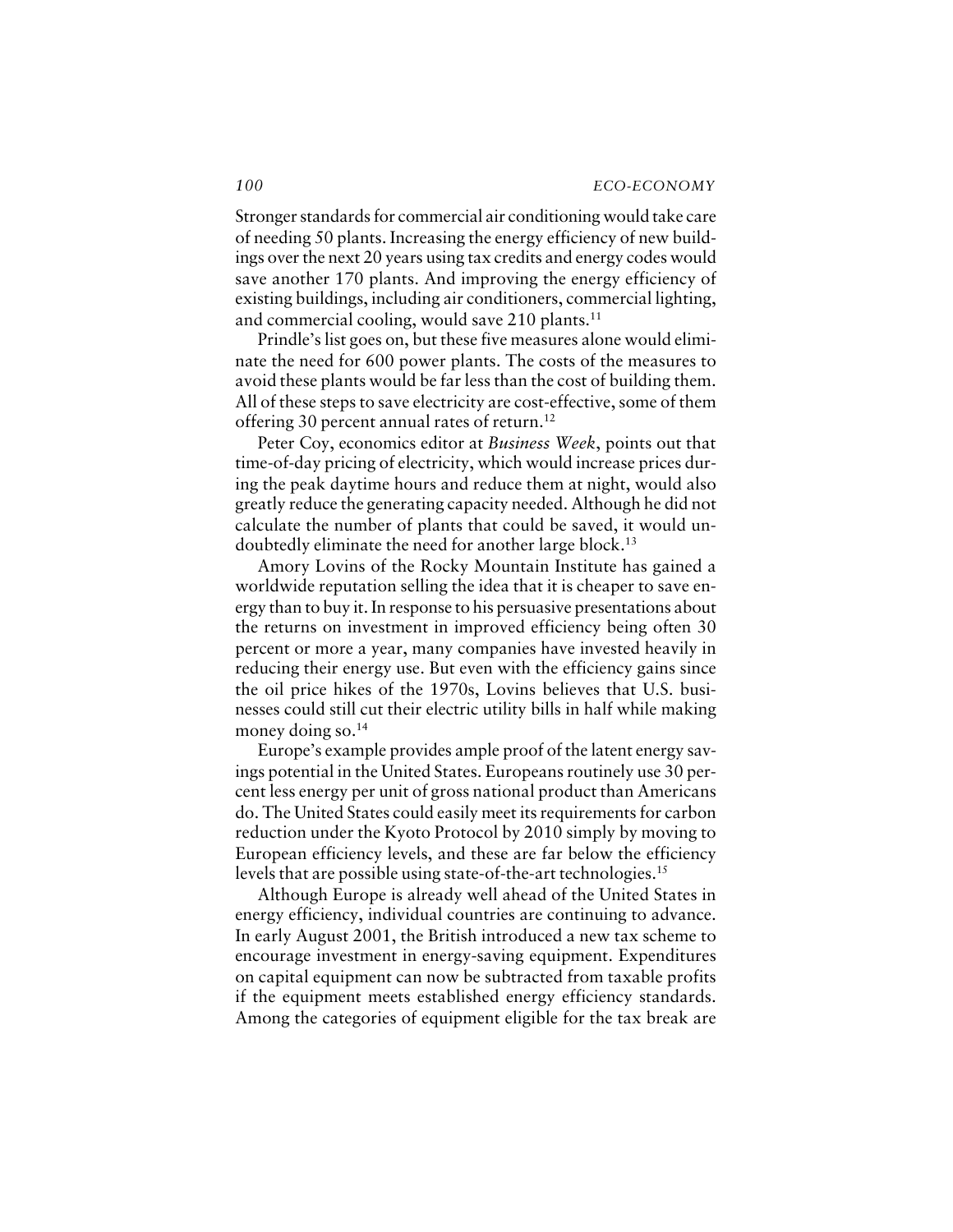Stronger standards for commercial air conditioning would take care of needing 50 plants. Increasing the energy efficiency of new buildings over the next 20 years using tax credits and energy codes would save another 170 plants. And improving the energy efficiency of existing buildings, including air conditioners, commercial lighting, and commercial cooling, would save 210 plants.[11]

Prindle's list goes on, but these five measures alone would eliminate the need for 600 power plants. The costs of the measures to avoid these plants would be far less than the cost of building them. All of these steps to save electricity are cost-effective, some of them offering 30 percent annual rates of return.[12]

Peter Coy, economics editor at *Business Week*, points out that time-of-day pricing of electricity, which would increase prices during the peak daytime hours and reduce them at night, would also greatly reduce the generating capacity needed. Although he did not calculate the number of plants that could be saved, it would undoubtedly eliminate the need for another large block.[13]

Amory Lovins of the Rocky Mountain Institute has gained a worldwide reputation selling the idea that it is cheaper to save energy than to buy it. In response to his persuasive presentations about the returns on investment in improved efficiency being often 30 percent or more a year, many companies have invested heavily in reducing their energy use. But even with the efficiency gains since the oil price hikes of the 1970s, Lovins believes that U.S. businesses could still cut their electric utility bills in half while making money doing so.[14]

Europe's example provides ample proof of the latent energy savings potential in the United States. Europeans routinely use 30 percent less energy per unit of gross national product than Americans do. The United States could easily meet its requirements for carbon reduction under the Kyoto Protocol by 2010 simply by moving to European efficiency levels, and these are far below the efficiency levels that are possible using state-of-the-art technologies.[15]

Although Europe is already well ahead of the United States in energy efficiency, individual countries are continuing to advance. In early August 2001, the British introduced a new tax scheme to encourage investment in energy-saving equipment. Expenditures on capital equipment can now be subtracted from taxable profits if the equipment meets established energy efficiency standards. Among the categories of equipment eligible for the tax break are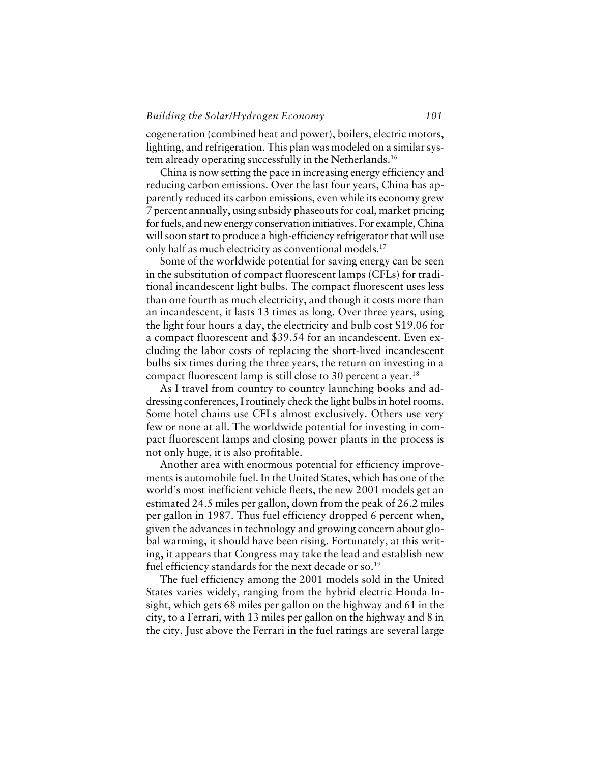cogeneration (combined heat and power), boilers, electric motors, lighting, and refrigeration. This plan was modeled on a similar system already operating successfully in the Netherlands.[16]

China is now setting the pace in increasing energy efficiency and reducing carbon emissions. Over the last four years, China has apparently reduced its carbon emissions, even while its economy grew 7 percent annually, using subsidy phaseouts for coal, market pricing for fuels, and new energy conservation initiatives. For example, China will soon start to produce a high-efficiency refrigerator that will use only half as much electricity as conventional models.[17]

Some of the worldwide potential for saving energy can be seen in the substitution of compact fluorescent lamps (CFLs) for traditional incandescent light bulbs. The compact fluorescent uses less than one fourth as much electricity, and though it costs more than an incandescent, it lasts 13 times as long. Over three years, using the light four hours a day, the electricity and bulb cost $19.06 for a compact fluorescent and $39.54 for an incandescent. Even excluding the labor costs of replacing the short-lived incandescent bulbs six times during the three years, the return on investing in a compact fluorescent lamp is still close to 30 percent a year.[18]

As I travel from country to country launching books and addressing conferences, I routinely check the light bulbs in hotel rooms. Some hotel chains use CFLs almost exclusively. Others use very few or none at all. The worldwide potential for investing in compact fluorescent lamps and closing power plants in the process is not only huge, it is also profitable.

Another area with enormous potential for efficiency improvements is automobile fuel. In the United States, which has one of the world's most inefficient vehicle fleets, the new 2001 models get an estimated 24.5 miles per gallon, down from the peak of 26.2 miles per gallon in 1987. Thus fuel efficiency dropped 6 percent when, given the advances in technology and growing concern about global warming, it should have been rising. Fortunately, at this writing, it appears that Congress may take the lead and establish new fuel efficiency standards for the next decade or so.[19]

The fuel efficiency among the 2001 models sold in the United States varies widely, ranging from the hybrid electric Honda Insight, which gets 68 miles per gallon on the highway and 61 in the city, to a Ferrari, with 13 miles per gallon on the highway and 8 in the city. Just above the Ferrari in the fuel ratings are several large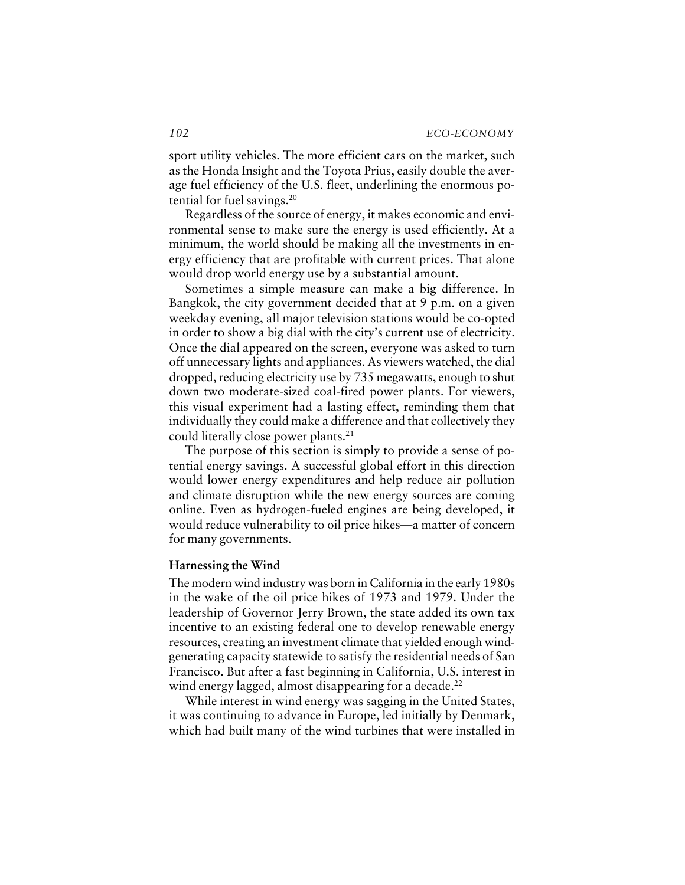sport utility vehicles. The more efficient cars on the market, such as the Honda Insight and the Toyota Prius, easily double the average fuel efficiency of the U.S. fleet, underlining the enormous potential for fuel savings.[20]

Regardless of the source of energy, it makes economic and environmental sense to make sure the energy is used efficiently. At a minimum, the world should be making all the investments in energy efficiency that are profitable with current prices. That alone would drop world energy use by a substantial amount.

Sometimes a simple measure can make a big difference. In Bangkok, the city government decided that at 9 p.m. on a given weekday evening, all major television stations would be co-opted in order to show a big dial with the city's current use of electricity. Once the dial appeared on the screen, everyone was asked to turn off unnecessary lights and appliances. As viewers watched, the dial dropped, reducing electricity use by 735 megawatts, enough to shut down two moderate-sized coal-fired power plants. For viewers, this visual experiment had a lasting effect, reminding them that individually they could make a difference and that collectively they could literally close power plants.[21]

The purpose of this section is simply to provide a sense of potential energy savings. A successful global effort in this direction would lower energy expenditures and help reduce air pollution and climate disruption while the new energy sources are coming online. Even as hydrogen-fueled engines are being developed, it would reduce vulnerability to oil price hikes—a matter of concern for many governments.

### Harnessing the Wind

The modern wind industry was born in California in the early 1980s in the wake of the oil price hikes of 1973 and 1979. Under the leadership of Governor Jerry Brown, the state added its own tax incentive to an existing federal one to develop renewable energy resources, creating an investment climate that yielded enough wind-generating capacity statewide to satisfy the residential needs of San Francisco. But after a fast beginning in California, U.S. interest in wind energy lagged, almost disappearing for a decade.[22]

While interest in wind energy was sagging in the United States, it was continuing to advance in Europe, led initially by Denmark, which had built many of the wind turbines that were installed in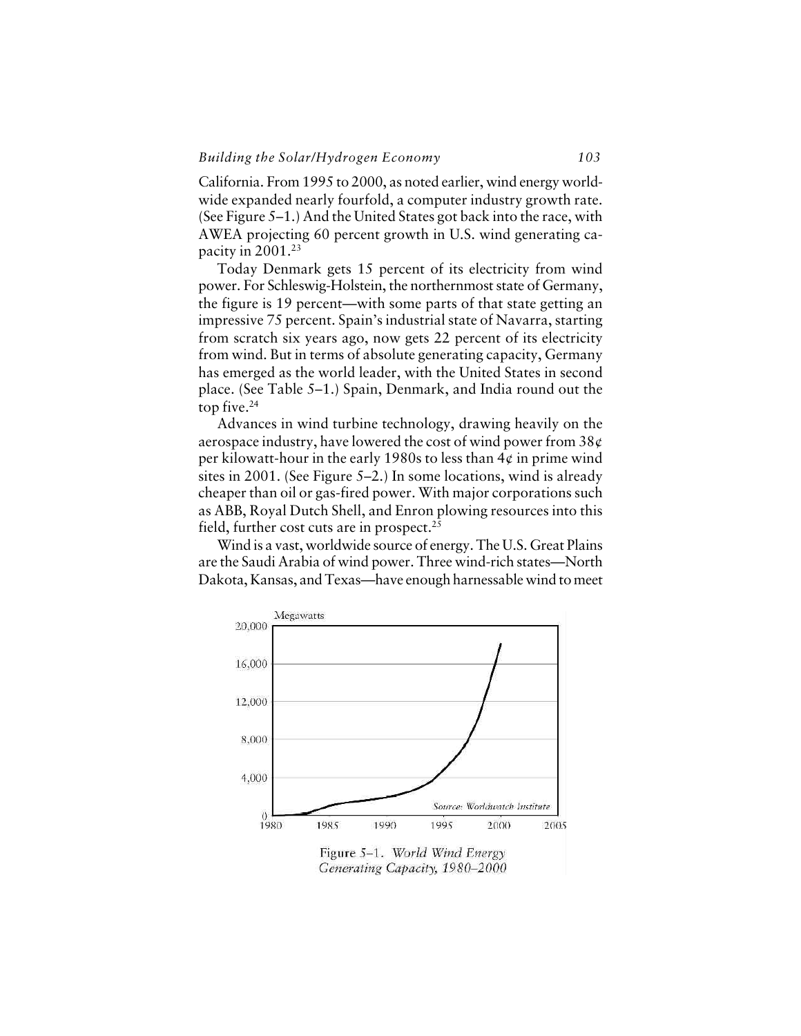California. From 1995 to 2000, as noted earlier, wind energy worldwide expanded nearly fourfold, a computer industry growth rate. (See Figure 5–1.) And the United States got back into the race, with AWEA projecting 60 percent growth in U.S. wind generating capacity in 2001.[23]

Today Denmark gets 15 percent of its electricity from wind power. For Schleswig-Holstein, the northernmost state of Germany, the figure is 19 percent—with some parts of that state getting an impressive 75 percent. Spain's industrial state of Navarra, starting from scratch six years ago, now gets 22 percent of its electricity from wind. But in terms of absolute generating capacity, Germany has emerged as the world leader, with the United States in second place. (See Table 5–1.) Spain, Denmark, and India round out the top five.[24]

Advances in wind turbine technology, drawing heavily on the aerospace industry, have lowered the cost of wind power from 38¢ per kilowatt-hour in the early 1980s to less than 4¢ in prime wind sites in 2001. (See Figure 5–2.) In some locations, wind is already cheaper than oil or gas-fired power. With major corporations such as ABB, Royal Dutch Shell, and Enron plowing resources into this field, further cost cuts are in prospect.[25]

Wind is a vast, worldwide source of energy. The U.S. Great Plains are the Saudi Arabia of wind power. Three wind-rich states—North Dakota, Kansas, and Texas—have enough harnessable wind to meet

Figure 5–1. *World Wind Energy Generating Capacity, 1980–2000*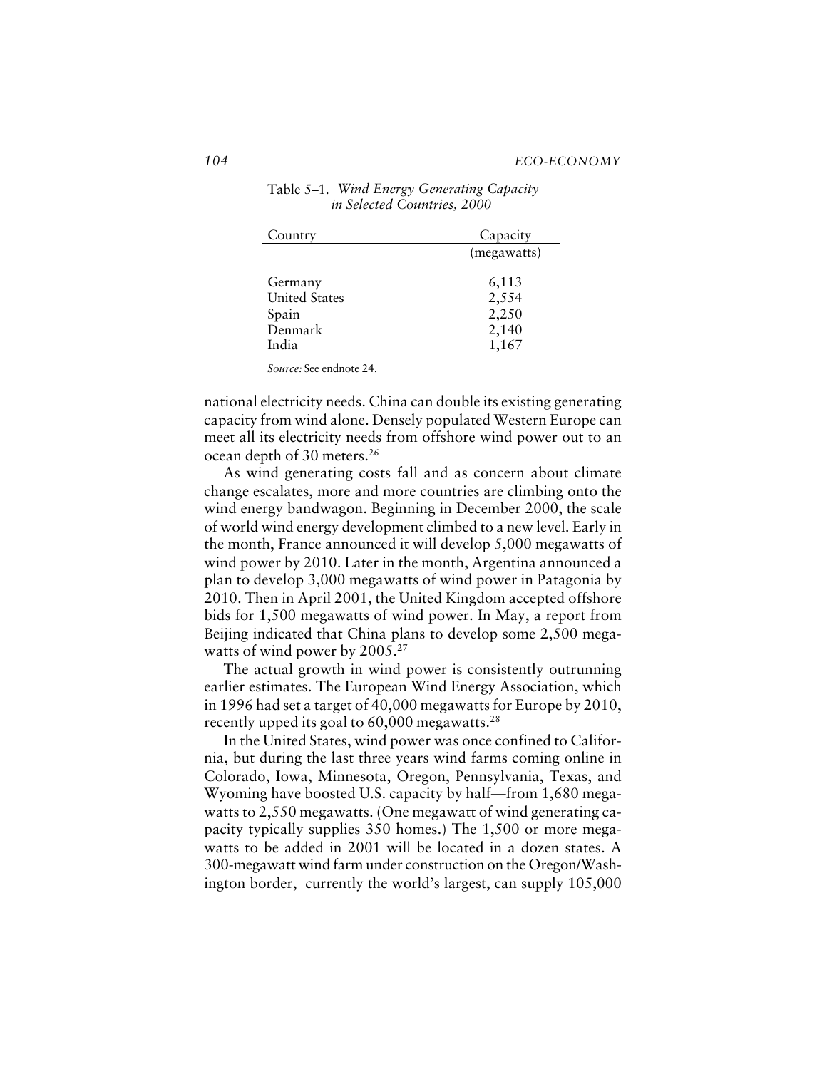Table 5–1. *Wind Energy Generating Capacity in Selected Countries, 2000*

| Country | Capacity |
|---|---|
| | (megawatts) |
| Germany | 6,113 |
| United States | 2,554 |
| Spain | 2,250 |
| Denmark | 2,140 |
| India | 1,167 |

*Source:* See endnote 24.

national electricity needs. China can double its existing generating capacity from wind alone. Densely populated Western Europe can meet all its electricity needs from offshore wind power out to an ocean depth of 30 meters.[26]

As wind generating costs fall and as concern about climate change escalates, more and more countries are climbing onto the wind energy bandwagon. Beginning in December 2000, the scale of world wind energy development climbed to a new level. Early in the month, France announced it will develop 5,000 megawatts of wind power by 2010. Later in the month, Argentina announced a plan to develop 3,000 megawatts of wind power in Patagonia by 2010. Then in April 2001, the United Kingdom accepted offshore bids for 1,500 megawatts of wind power. In May, a report from Beijing indicated that China plans to develop some 2,500 megawatts of wind power by 2005.[27]

The actual growth in wind power is consistently outrunning earlier estimates. The European Wind Energy Association, which in 1996 had set a target of 40,000 megawatts for Europe by 2010, recently upped its goal to 60,000 megawatts.[28]

In the United States, wind power was once confined to California, but during the last three years wind farms coming online in Colorado, Iowa, Minnesota, Oregon, Pennsylvania, Texas, and Wyoming have boosted U.S. capacity by half—from 1,680 megawatts to 2,550 megawatts. (One megawatt of wind generating capacity typically supplies 350 homes.) The 1,500 or more megawatts to be added in 2001 will be located in a dozen states. A 300-megawatt wind farm under construction on the Oregon/Washington border, currently the world's largest, can supply 105,000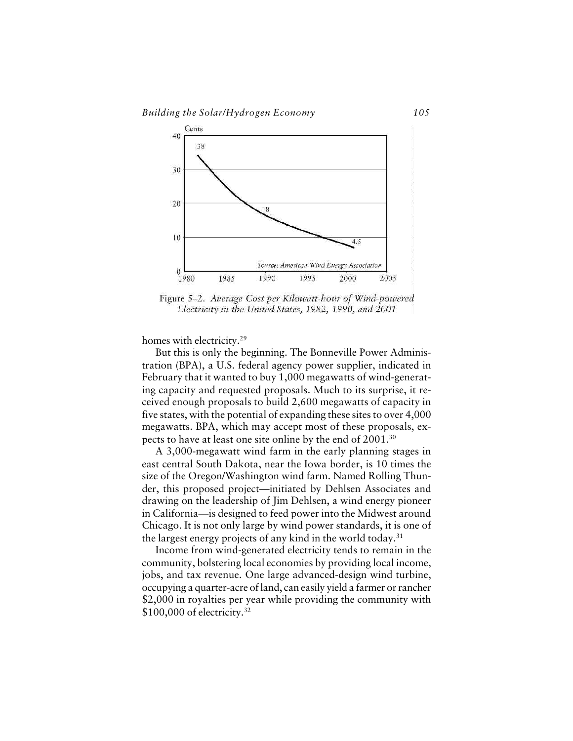Figure 5–2. *Average Cost per Kilowatt-hour of Wind-powered Electricity in the United States, 1982, 1990, and 2001*

homes with electricity.[29]

But this is only the beginning. The Bonneville Power Administration (BPA), a U.S. federal agency power supplier, indicated in February that it wanted to buy 1,000 megawatts of wind-generating capacity and requested proposals. Much to its surprise, it received enough proposals to build 2,600 megawatts of capacity in five states, with the potential of expanding these sites to over 4,000 megawatts. BPA, which may accept most of these proposals, expects to have at least one site online by the end of 2001.[30]

A 3,000-megawatt wind farm in the early planning stages in east central South Dakota, near the Iowa border, is 10 times the size of the Oregon/Washington wind farm. Named Rolling Thunder, this proposed project—initiated by Dehlsen Associates and drawing on the leadership of Jim Dehlsen, a wind energy pioneer in California—is designed to feed power into the Midwest around Chicago. It is not only large by wind power standards, it is one of the largest energy projects of any kind in the world today.[31]

Income from wind-generated electricity tends to remain in the community, bolstering local economies by providing local income, jobs, and tax revenue. One large advanced-design wind turbine, occupying a quarter-acre of land, can easily yield a farmer or rancher $2,000 in royalties per year while providing the community with $100,000 of electricity.[32]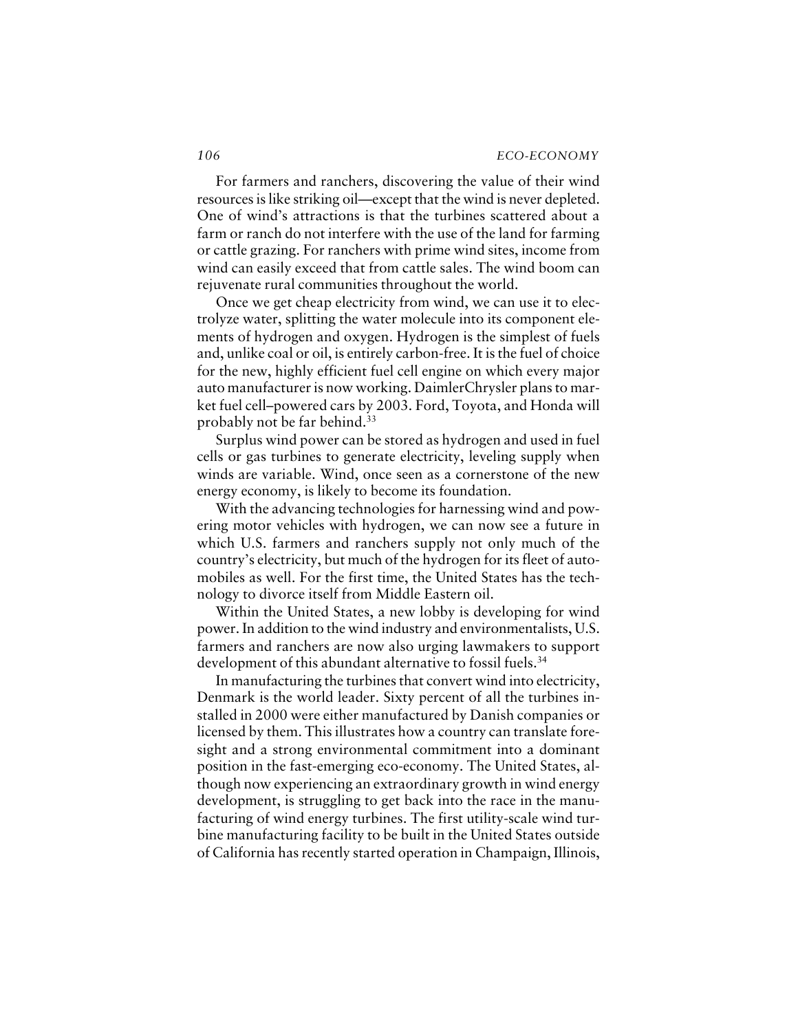For farmers and ranchers, discovering the value of their wind resources is like striking oil—except that the wind is never depleted. One of wind's attractions is that the turbines scattered about a farm or ranch do not interfere with the use of the land for farming or cattle grazing. For ranchers with prime wind sites, income from wind can easily exceed that from cattle sales. The wind boom can rejuvenate rural communities throughout the world.

Once we get cheap electricity from wind, we can use it to electrolyze water, splitting the water molecule into its component elements of hydrogen and oxygen. Hydrogen is the simplest of fuels and, unlike coal or oil, is entirely carbon-free. It is the fuel of choice for the new, highly efficient fuel cell engine on which every major auto manufacturer is now working. DaimlerChrysler plans to market fuel cell–powered cars by 2003. Ford, Toyota, and Honda will probably not be far behind.[33]

Surplus wind power can be stored as hydrogen and used in fuel cells or gas turbines to generate electricity, leveling supply when winds are variable. Wind, once seen as a cornerstone of the new energy economy, is likely to become its foundation.

With the advancing technologies for harnessing wind and powering motor vehicles with hydrogen, we can now see a future in which U.S. farmers and ranchers supply not only much of the country's electricity, but much of the hydrogen for its fleet of automobiles as well. For the first time, the United States has the technology to divorce itself from Middle Eastern oil.

Within the United States, a new lobby is developing for wind power. In addition to the wind industry and environmentalists, U.S. farmers and ranchers are now also urging lawmakers to support development of this abundant alternative to fossil fuels.[34]

In manufacturing the turbines that convert wind into electricity, Denmark is the world leader. Sixty percent of all the turbines installed in 2000 were either manufactured by Danish companies or licensed by them. This illustrates how a country can translate foresight and a strong environmental commitment into a dominant position in the fast-emerging eco-economy. The United States, although now experiencing an extraordinary growth in wind energy development, is struggling to get back into the race in the manufacturing of wind energy turbines. The first utility-scale wind turbine manufacturing facility to be built in the United States outside of California has recently started operation in Champaign, Illinois,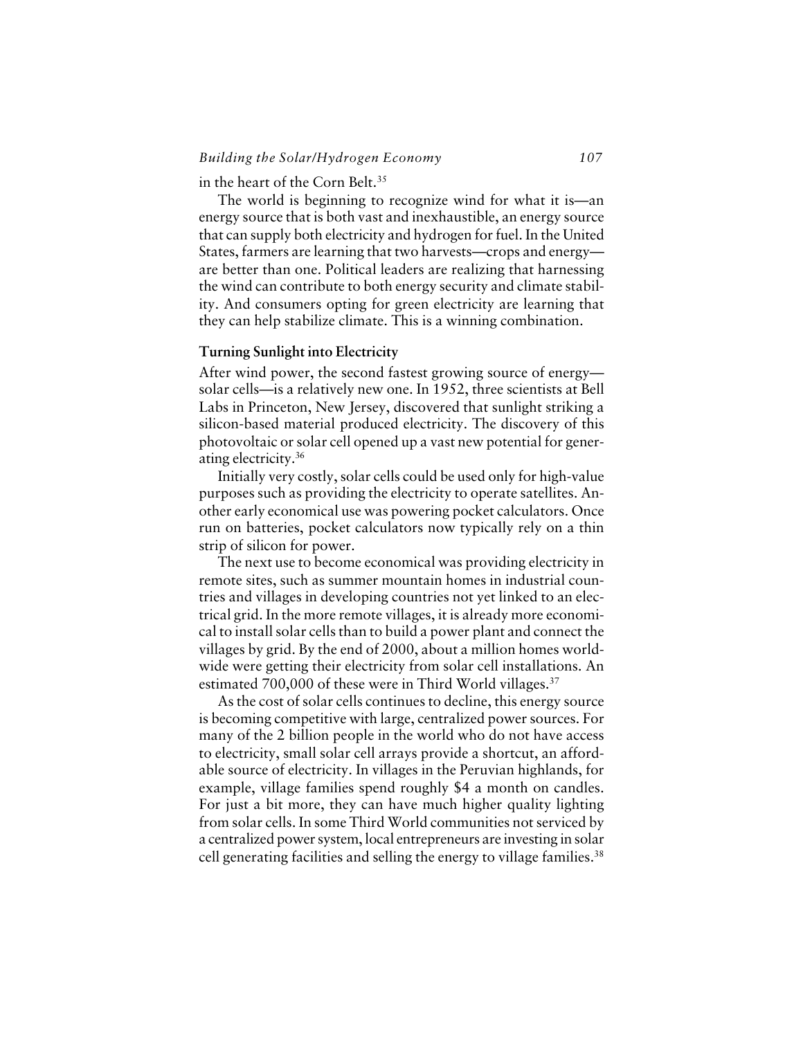in the heart of the Corn Belt.[35]

The world is beginning to recognize wind for what it is—an energy source that is both vast and inexhaustible, an energy source that can supply both electricity and hydrogen for fuel. In the United States, farmers are learning that two harvests—crops and energy—are better than one. Political leaders are realizing that harnessing the wind can contribute to both energy security and climate stability. And consumers opting for green electricity are learning that they can help stabilize climate. This is a winning combination.

### Turning Sunlight into Electricity

After wind power, the second fastest growing source of energy—solar cells—is a relatively new one. In 1952, three scientists at Bell Labs in Princeton, New Jersey, discovered that sunlight striking a silicon-based material produced electricity. The discovery of this photovoltaic or solar cell opened up a vast new potential for generating electricity.[36]

Initially very costly, solar cells could be used only for high-value purposes such as providing the electricity to operate satellites. Another early economical use was powering pocket calculators. Once run on batteries, pocket calculators now typically rely on a thin strip of silicon for power.

The next use to become economical was providing electricity in remote sites, such as summer mountain homes in industrial countries and villages in developing countries not yet linked to an electrical grid. In the more remote villages, it is already more economical to install solar cells than to build a power plant and connect the villages by grid. By the end of 2000, about a million homes worldwide were getting their electricity from solar cell installations. An estimated 700,000 of these were in Third World villages.[37]

As the cost of solar cells continues to decline, this energy source is becoming competitive with large, centralized power sources. For many of the 2 billion people in the world who do not have access to electricity, small solar cell arrays provide a shortcut, an affordable source of electricity. In villages in the Peruvian highlands, for example, village families spend roughly $4 a month on candles. For just a bit more, they can have much higher quality lighting from solar cells. In some Third World communities not serviced by a centralized power system, local entrepreneurs are investing in solar cell generating facilities and selling the energy to village families.[38]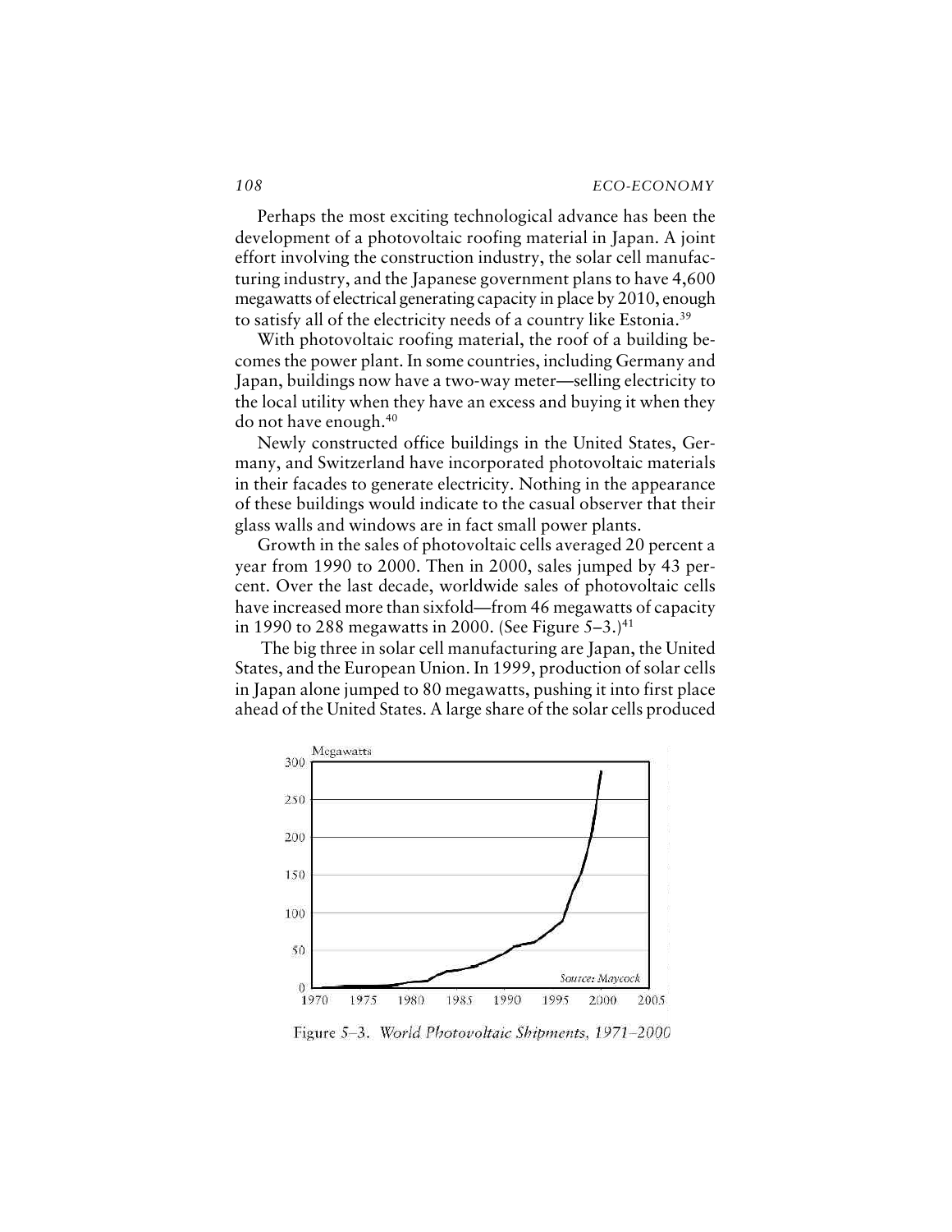Perhaps the most exciting technological advance has been the development of a photovoltaic roofing material in Japan. A joint effort involving the construction industry, the solar cell manufacturing industry, and the Japanese government plans to have 4,600 megawatts of electrical generating capacity in place by 2010, enough to satisfy all of the electricity needs of a country like Estonia.[39]

With photovoltaic roofing material, the roof of a building becomes the power plant. In some countries, including Germany and Japan, buildings now have a two-way meter—selling electricity to the local utility when they have an excess and buying it when they do not have enough.[40]

Newly constructed office buildings in the United States, Germany, and Switzerland have incorporated photovoltaic materials in their facades to generate electricity. Nothing in the appearance of these buildings would indicate to the casual observer that their glass walls and windows are in fact small power plants.

Growth in the sales of photovoltaic cells averaged 20 percent a year from 1990 to 2000. Then in 2000, sales jumped by 43 percent. Over the last decade, worldwide sales of photovoltaic cells have increased more than sixfold—from 46 megawatts of capacity in 1990 to 288 megawatts in 2000. (See Figure 5–3.)[41]

The big three in solar cell manufacturing are Japan, the United States, and the European Union. In 1999, production of solar cells in Japan alone jumped to 80 megawatts, pushing it into first place ahead of the United States. A large share of the solar cells produced

Figure 5–3. *World Photovoltaic Shipments, 1971–2000*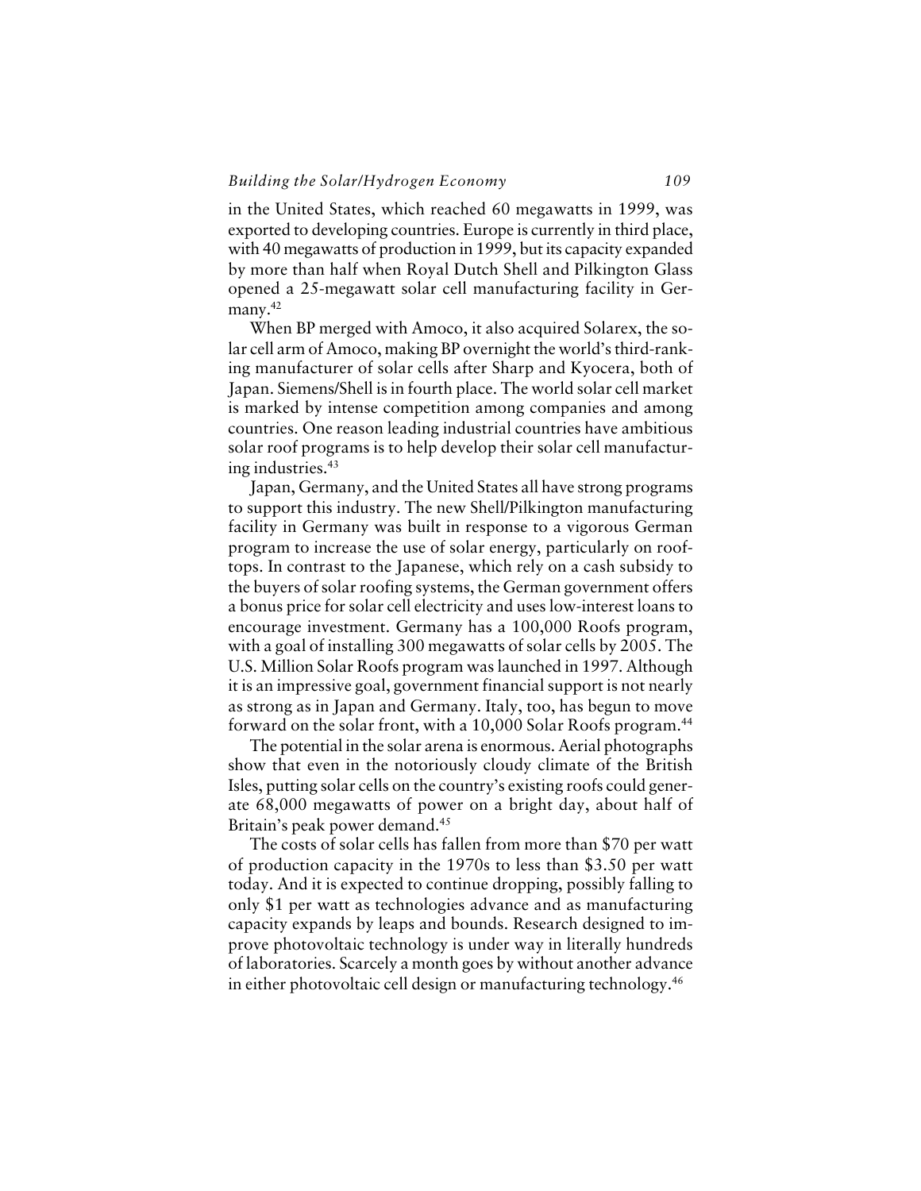in the United States, which reached 60 megawatts in 1999, was exported to developing countries. Europe is currently in third place, with 40 megawatts of production in 1999, but its capacity expanded by more than half when Royal Dutch Shell and Pilkington Glass opened a 25-megawatt solar cell manufacturing facility in Germany.[42]

When BP merged with Amoco, it also acquired Solarex, the solar cell arm of Amoco, making BP overnight the world's third-ranking manufacturer of solar cells after Sharp and Kyocera, both of Japan. Siemens/Shell is in fourth place. The world solar cell market is marked by intense competition among companies and among countries. One reason leading industrial countries have ambitious solar roof programs is to help develop their solar cell manufacturing industries.[43]

Japan, Germany, and the United States all have strong programs to support this industry. The new Shell/Pilkington manufacturing facility in Germany was built in response to a vigorous German program to increase the use of solar energy, particularly on rooftops. In contrast to the Japanese, which rely on a cash subsidy to the buyers of solar roofing systems, the German government offers a bonus price for solar cell electricity and uses low-interest loans to encourage investment. Germany has a 100,000 Roofs program, with a goal of installing 300 megawatts of solar cells by 2005. The U.S. Million Solar Roofs program was launched in 1997. Although it is an impressive goal, government financial support is not nearly as strong as in Japan and Germany. Italy, too, has begun to move forward on the solar front, with a 10,000 Solar Roofs program.[44]

The potential in the solar arena is enormous. Aerial photographs show that even in the notoriously cloudy climate of the British Isles, putting solar cells on the country's existing roofs could generate 68,000 megawatts of power on a bright day, about half of Britain's peak power demand.[45]

The costs of solar cells has fallen from more than $70 per watt of production capacity in the 1970s to less than $3.50 per watt today. And it is expected to continue dropping, possibly falling to only $1 per watt as technologies advance and as manufacturing capacity expands by leaps and bounds. Research designed to improve photovoltaic technology is under way in literally hundreds of laboratories. Scarcely a month goes by without another advance in either photovoltaic cell design or manufacturing technology.[46]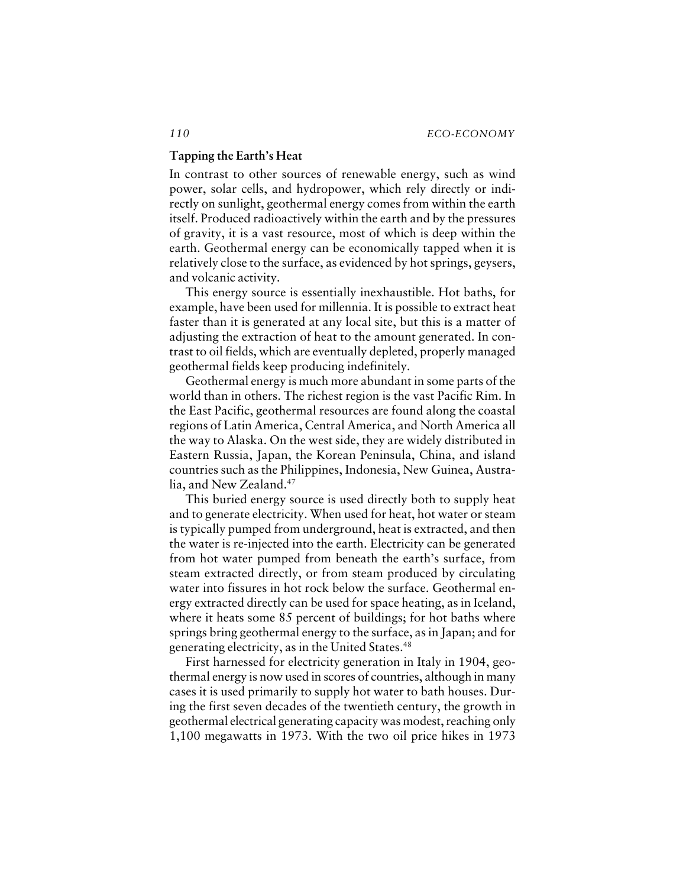## Tapping the Earth's Heat

In contrast to other sources of renewable energy, such as wind power, solar cells, and hydropower, which rely directly or indirectly on sunlight, geothermal energy comes from within the earth itself. Produced radioactively within the earth and by the pressures of gravity, it is a vast resource, most of which is deep within the earth. Geothermal energy can be economically tapped when it is relatively close to the surface, as evidenced by hot springs, geysers, and volcanic activity.

This energy source is essentially inexhaustible. Hot baths, for example, have been used for millennia. It is possible to extract heat faster than it is generated at any local site, but this is a matter of adjusting the extraction of heat to the amount generated. In contrast to oil fields, which are eventually depleted, properly managed geothermal fields keep producing indefinitely.

Geothermal energy is much more abundant in some parts of the world than in others. The richest region is the vast Pacific Rim. In the East Pacific, geothermal resources are found along the coastal regions of Latin America, Central America, and North America all the way to Alaska. On the west side, they are widely distributed in Eastern Russia, Japan, the Korean Peninsula, China, and island countries such as the Philippines, Indonesia, New Guinea, Australia, and New Zealand.[47]

This buried energy source is used directly both to supply heat and to generate electricity. When used for heat, hot water or steam is typically pumped from underground, heat is extracted, and then the water is re-injected into the earth. Electricity can be generated from hot water pumped from beneath the earth's surface, from steam extracted directly, or from steam produced by circulating water into fissures in hot rock below the surface. Geothermal energy extracted directly can be used for space heating, as in Iceland, where it heats some 85 percent of buildings; for hot baths where springs bring geothermal energy to the surface, as in Japan; and for generating electricity, as in the United States.[48]

First harnessed for electricity generation in Italy in 1904, geothermal energy is now used in scores of countries, although in many cases it is used primarily to supply hot water to bath houses. During the first seven decades of the twentieth century, the growth in geothermal electrical generating capacity was modest, reaching only 1,100 megawatts in 1973. With the two oil price hikes in 1973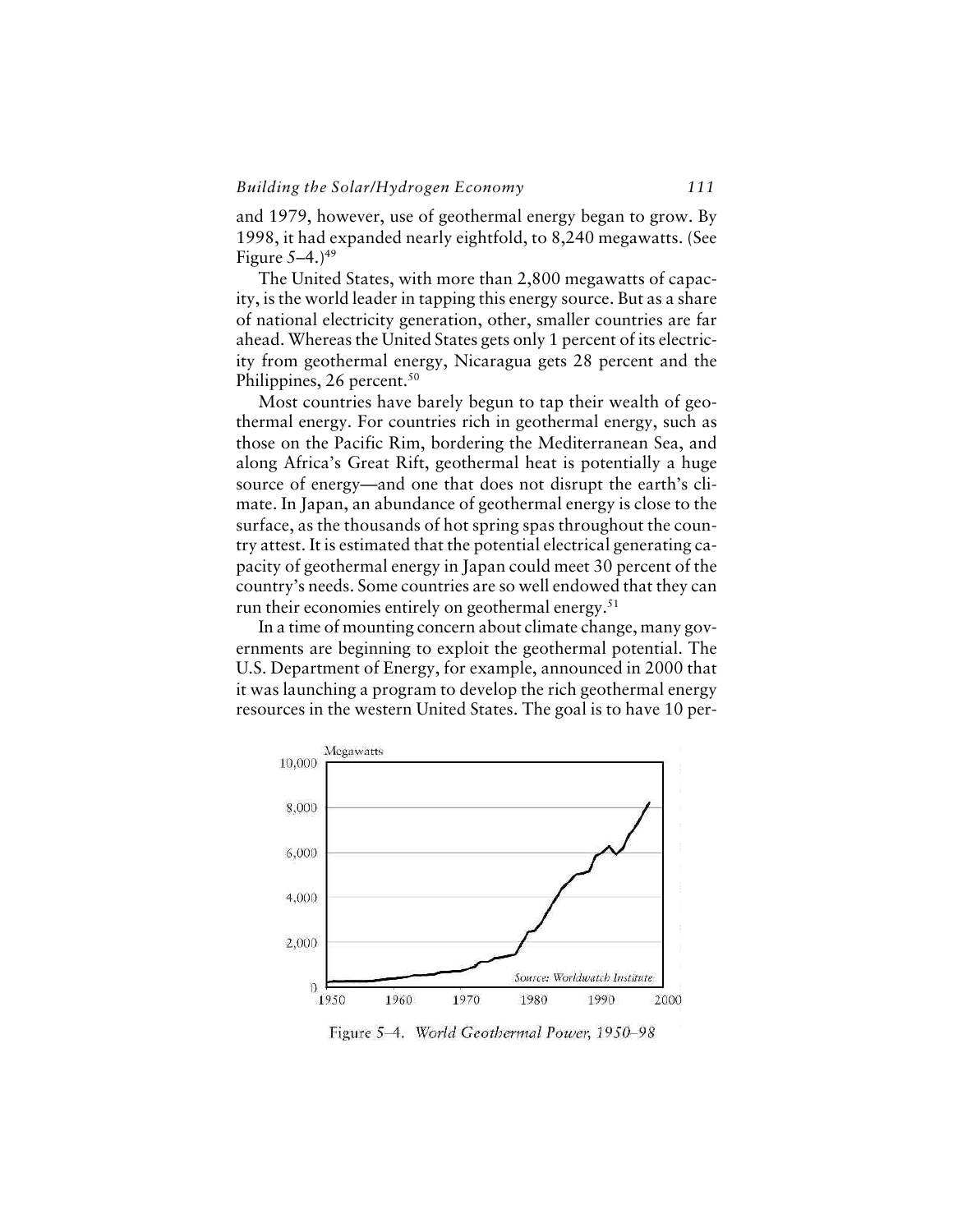and 1979, however, use of geothermal energy began to grow. By 1998, it had expanded nearly eightfold, to 8,240 megawatts. (See Figure 5–4.)[49]

The United States, with more than 2,800 megawatts of capacity, is the world leader in tapping this energy source. But as a share of national electricity generation, other, smaller countries are far ahead. Whereas the United States gets only 1 percent of its electricity from geothermal energy, Nicaragua gets 28 percent and the Philippines, 26 percent.[50]

Most countries have barely begun to tap their wealth of geothermal energy. For countries rich in geothermal energy, such as those on the Pacific Rim, bordering the Mediterranean Sea, and along Africa's Great Rift, geothermal heat is potentially a huge source of energy—and one that does not disrupt the earth's climate. In Japan, an abundance of geothermal energy is close to the surface, as the thousands of hot spring spas throughout the country attest. It is estimated that the potential electrical generating capacity of geothermal energy in Japan could meet 30 percent of the country's needs. Some countries are so well endowed that they can run their economies entirely on geothermal energy.[51]

In a time of mounting concern about climate change, many governments are beginning to exploit the geothermal potential. The U.S. Department of Energy, for example, announced in 2000 that it was launching a program to develop the rich geothermal energy resources in the western United States. The goal is to have 10 per-

Figure 5–4. *World Geothermal Power, 1950–98*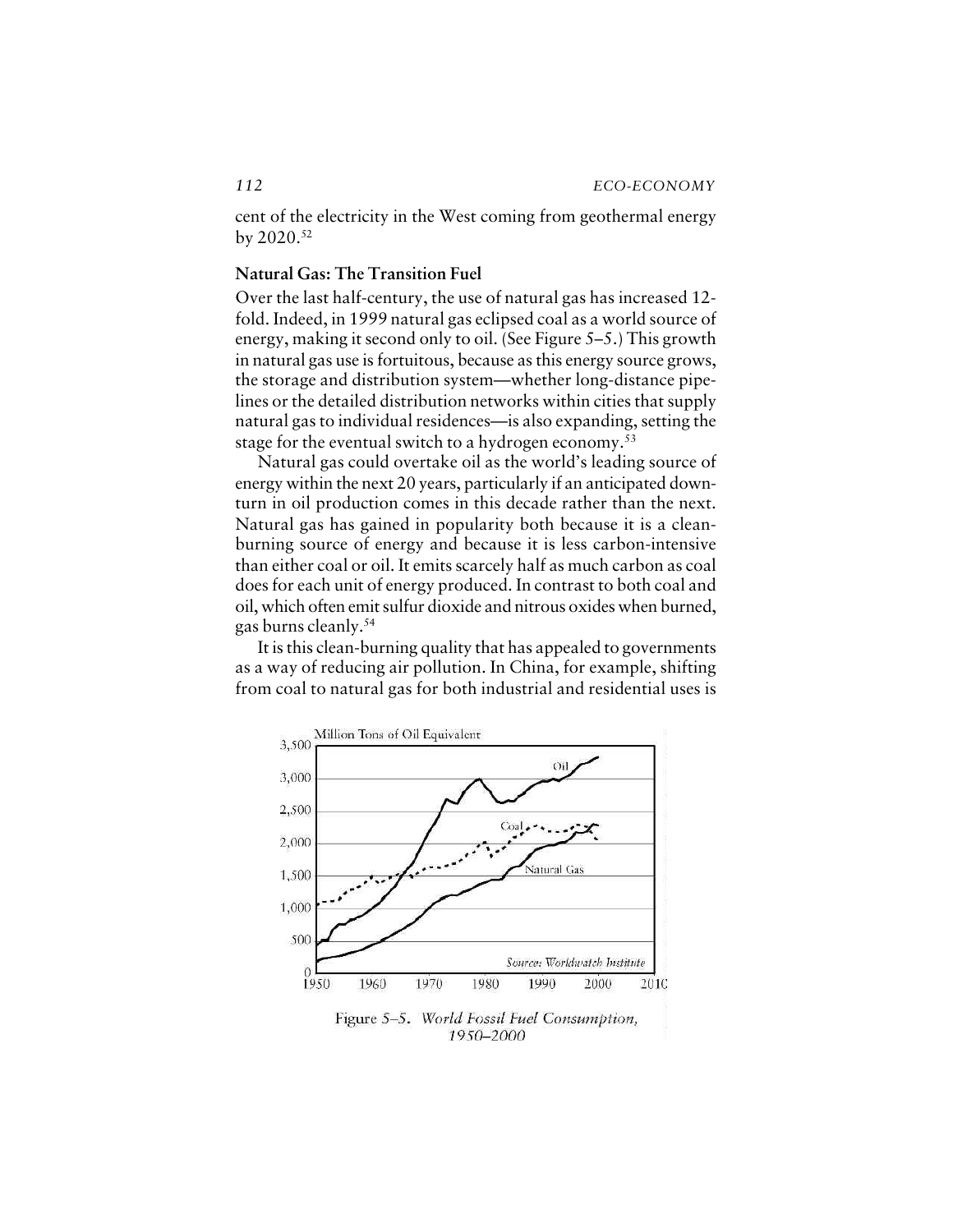cent of the electricity in the West coming from geothermal energy by 2020.[52]

### Natural Gas: The Transition Fuel

Over the last half-century, the use of natural gas has increased 12-fold. Indeed, in 1999 natural gas eclipsed coal as a world source of energy, making it second only to oil. (See Figure 5–5.) This growth in natural gas use is fortuitous, because as this energy source grows, the storage and distribution system—whether long-distance pipelines or the detailed distribution networks within cities that supply natural gas to individual residences—is also expanding, setting the stage for the eventual switch to a hydrogen economy.[53]

Natural gas could overtake oil as the world's leading source of energy within the next 20 years, particularly if an anticipated downturn in oil production comes in this decade rather than the next. Natural gas has gained in popularity both because it is a clean-burning source of energy and because it is less carbon-intensive than either coal or oil. It emits scarcely half as much carbon as coal does for each unit of energy produced. In contrast to both coal and oil, which often emit sulfur dioxide and nitrous oxides when burned, gas burns cleanly.[54]

It is this clean-burning quality that has appealed to governments as a way of reducing air pollution. In China, for example, shifting from coal to natural gas for both industrial and residential uses is

Figure 5–5. *World Fossil Fuel Consumption, 1950–2000*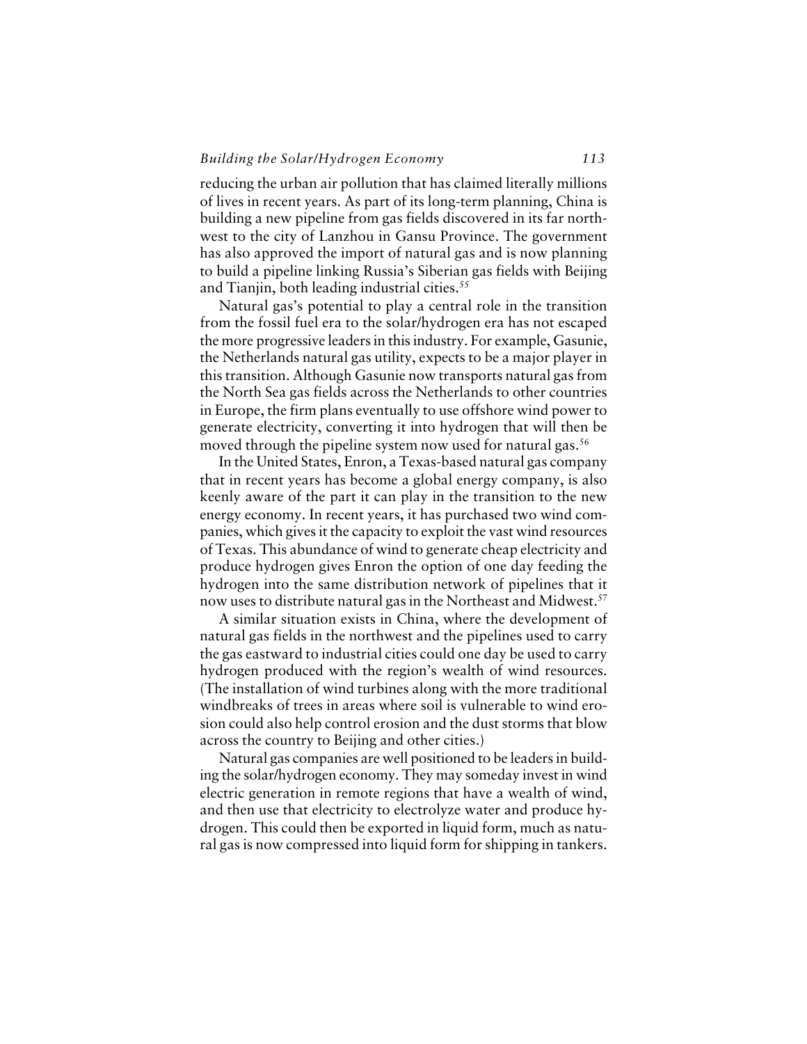reducing the urban air pollution that has claimed literally millions of lives in recent years. As part of its long-term planning, China is building a new pipeline from gas fields discovered in its far northwest to the city of Lanzhou in Gansu Province. The government has also approved the import of natural gas and is now planning to build a pipeline linking Russia's Siberian gas fields with Beijing and Tianjin, both leading industrial cities.[55]

Natural gas's potential to play a central role in the transition from the fossil fuel era to the solar/hydrogen era has not escaped the more progressive leaders in this industry. For example, Gasunie, the Netherlands natural gas utility, expects to be a major player in this transition. Although Gasunie now transports natural gas from the North Sea gas fields across the Netherlands to other countries in Europe, the firm plans eventually to use offshore wind power to generate electricity, converting it into hydrogen that will then be moved through the pipeline system now used for natural gas.[56]

In the United States, Enron, a Texas-based natural gas company that in recent years has become a global energy company, is also keenly aware of the part it can play in the transition to the new energy economy. In recent years, it has purchased two wind companies, which gives it the capacity to exploit the vast wind resources of Texas. This abundance of wind to generate cheap electricity and produce hydrogen gives Enron the option of one day feeding the hydrogen into the same distribution network of pipelines that it now uses to distribute natural gas in the Northeast and Midwest.[57]

A similar situation exists in China, where the development of natural gas fields in the northwest and the pipelines used to carry the gas eastward to industrial cities could one day be used to carry hydrogen produced with the region's wealth of wind resources. (The installation of wind turbines along with the more traditional windbreaks of trees in areas where soil is vulnerable to wind erosion could also help control erosion and the dust storms that blow across the country to Beijing and other cities.)

Natural gas companies are well positioned to be leaders in building the solar/hydrogen economy. They may someday invest in wind electric generation in remote regions that have a wealth of wind, and then use that electricity to electrolyze water and produce hydrogen. This could then be exported in liquid form, much as natural gas is now compressed into liquid form for shipping in tankers.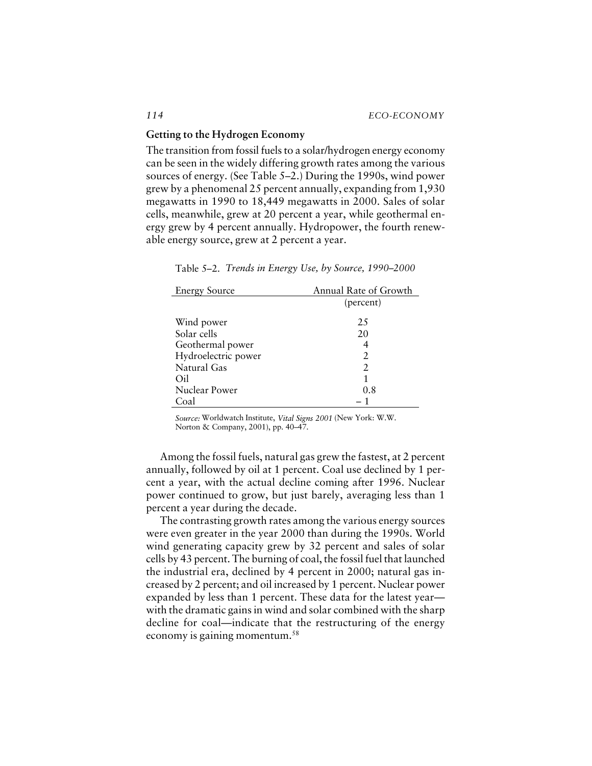### Getting to the Hydrogen Economy

The transition from fossil fuels to a solar/hydrogen energy economy can be seen in the widely differing growth rates among the various sources of energy. (See Table 5–2.) During the 1990s, wind power grew by a phenomenal 25 percent annually, expanding from 1,930 megawatts in 1990 to 18,449 megawatts in 2000. Sales of solar cells, meanwhile, grew at 20 percent a year, while geothermal energy grew by 4 percent annually. Hydropower, the fourth renewable energy source, grew at 2 percent a year.

Table 5–2. *Trends in Energy Use, by Source, 1990–2000*

| Energy Source | Annual Rate of Growth |
|---|---|
| | (percent) |
| Wind power | 25 |
| Solar cells | 20 |
| Geothermal power | 4 |
| Hydroelectric power | 2 |
| Natural Gas | 2 |
| Oil | 1 |
| Nuclear Power | 0.8 |
| Coal | – 1 |

*Source:* Worldwatch Institute, *Vital Signs 2001* (New York: W.W. Norton & Company, 2001), pp. 40–47.

Among the fossil fuels, natural gas grew the fastest, at 2 percent annually, followed by oil at 1 percent. Coal use declined by 1 percent a year, with the actual decline coming after 1996. Nuclear power continued to grow, but just barely, averaging less than 1 percent a year during the decade.

The contrasting growth rates among the various energy sources were even greater in the year 2000 than during the 1990s. World wind generating capacity grew by 32 percent and sales of solar cells by 43 percent. The burning of coal, the fossil fuel that launched the industrial era, declined by 4 percent in 2000; natural gas increased by 2 percent; and oil increased by 1 percent. Nuclear power expanded by less than 1 percent. These data for the latest year—with the dramatic gains in wind and solar combined with the sharp decline for coal—indicate that the restructuring of the energy economy is gaining momentum.[58]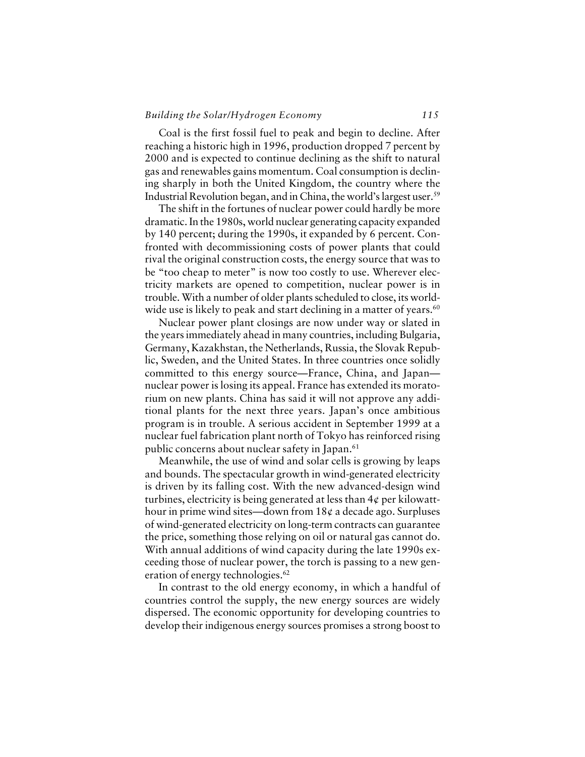Coal is the first fossil fuel to peak and begin to decline. After reaching a historic high in 1996, production dropped 7 percent by 2000 and is expected to continue declining as the shift to natural gas and renewables gains momentum. Coal consumption is declining sharply in both the United Kingdom, the country where the Industrial Revolution began, and in China, the world's largest user.[59]

The shift in the fortunes of nuclear power could hardly be more dramatic. In the 1980s, world nuclear generating capacity expanded by 140 percent; during the 1990s, it expanded by 6 percent. Confronted with decommissioning costs of power plants that could rival the original construction costs, the energy source that was to be "too cheap to meter" is now too costly to use. Wherever electricity markets are opened to competition, nuclear power is in trouble. With a number of older plants scheduled to close, its worldwide use is likely to peak and start declining in a matter of years.[60]

Nuclear power plant closings are now under way or slated in the years immediately ahead in many countries, including Bulgaria, Germany, Kazakhstan, the Netherlands, Russia, the Slovak Republic, Sweden, and the United States. In three countries once solidly committed to this energy source—France, China, and Japan—nuclear power is losing its appeal. France has extended its moratorium on new plants. China has said it will not approve any additional plants for the next three years. Japan's once ambitious program is in trouble. A serious accident in September 1999 at a nuclear fuel fabrication plant north of Tokyo has reinforced rising public concerns about nuclear safety in Japan.[61]

Meanwhile, the use of wind and solar cells is growing by leaps and bounds. The spectacular growth in wind-generated electricity is driven by its falling cost. With the new advanced-design wind turbines, electricity is being generated at less than 4¢ per kilowatt-hour in prime wind sites—down from 18¢ a decade ago. Surpluses of wind-generated electricity on long-term contracts can guarantee the price, something those relying on oil or natural gas cannot do. With annual additions of wind capacity during the late 1990s exceeding those of nuclear power, the torch is passing to a new generation of energy technologies.[62]

In contrast to the old energy economy, in which a handful of countries control the supply, the new energy sources are widely dispersed. The economic opportunity for developing countries to develop their indigenous energy sources promises a strong boost to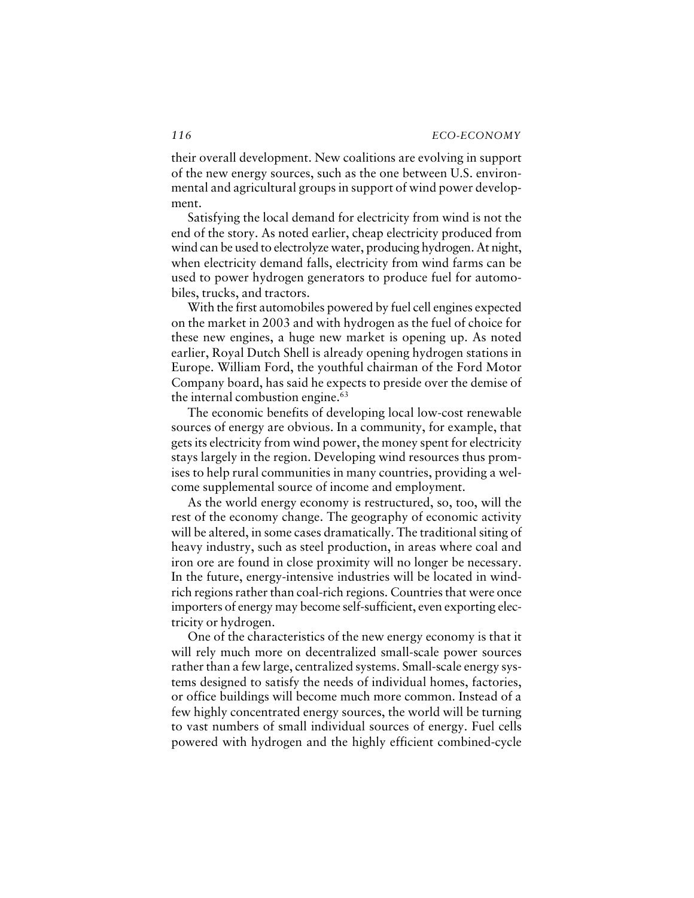their overall development. New coalitions are evolving in support of the new energy sources, such as the one between U.S. environmental and agricultural groups in support of wind power development.

Satisfying the local demand for electricity from wind is not the end of the story. As noted earlier, cheap electricity produced from wind can be used to electrolyze water, producing hydrogen. At night, when electricity demand falls, electricity from wind farms can be used to power hydrogen generators to produce fuel for automobiles, trucks, and tractors.

With the first automobiles powered by fuel cell engines expected on the market in 2003 and with hydrogen as the fuel of choice for these new engines, a huge new market is opening up. As noted earlier, Royal Dutch Shell is already opening hydrogen stations in Europe. William Ford, the youthful chairman of the Ford Motor Company board, has said he expects to preside over the demise of the internal combustion engine.[63]

The economic benefits of developing local low-cost renewable sources of energy are obvious. In a community, for example, that gets its electricity from wind power, the money spent for electricity stays largely in the region. Developing wind resources thus promises to help rural communities in many countries, providing a welcome supplemental source of income and employment.

As the world energy economy is restructured, so, too, will the rest of the economy change. The geography of economic activity will be altered, in some cases dramatically. The traditional siting of heavy industry, such as steel production, in areas where coal and iron ore are found in close proximity will no longer be necessary. In the future, energy-intensive industries will be located in wind-rich regions rather than coal-rich regions. Countries that were once importers of energy may become self-sufficient, even exporting electricity or hydrogen.

One of the characteristics of the new energy economy is that it will rely much more on decentralized small-scale power sources rather than a few large, centralized systems. Small-scale energy systems designed to satisfy the needs of individual homes, factories, or office buildings will become much more common. Instead of a few highly concentrated energy sources, the world will be turning to vast numbers of small individual sources of energy. Fuel cells powered with hydrogen and the highly efficient combined-cycle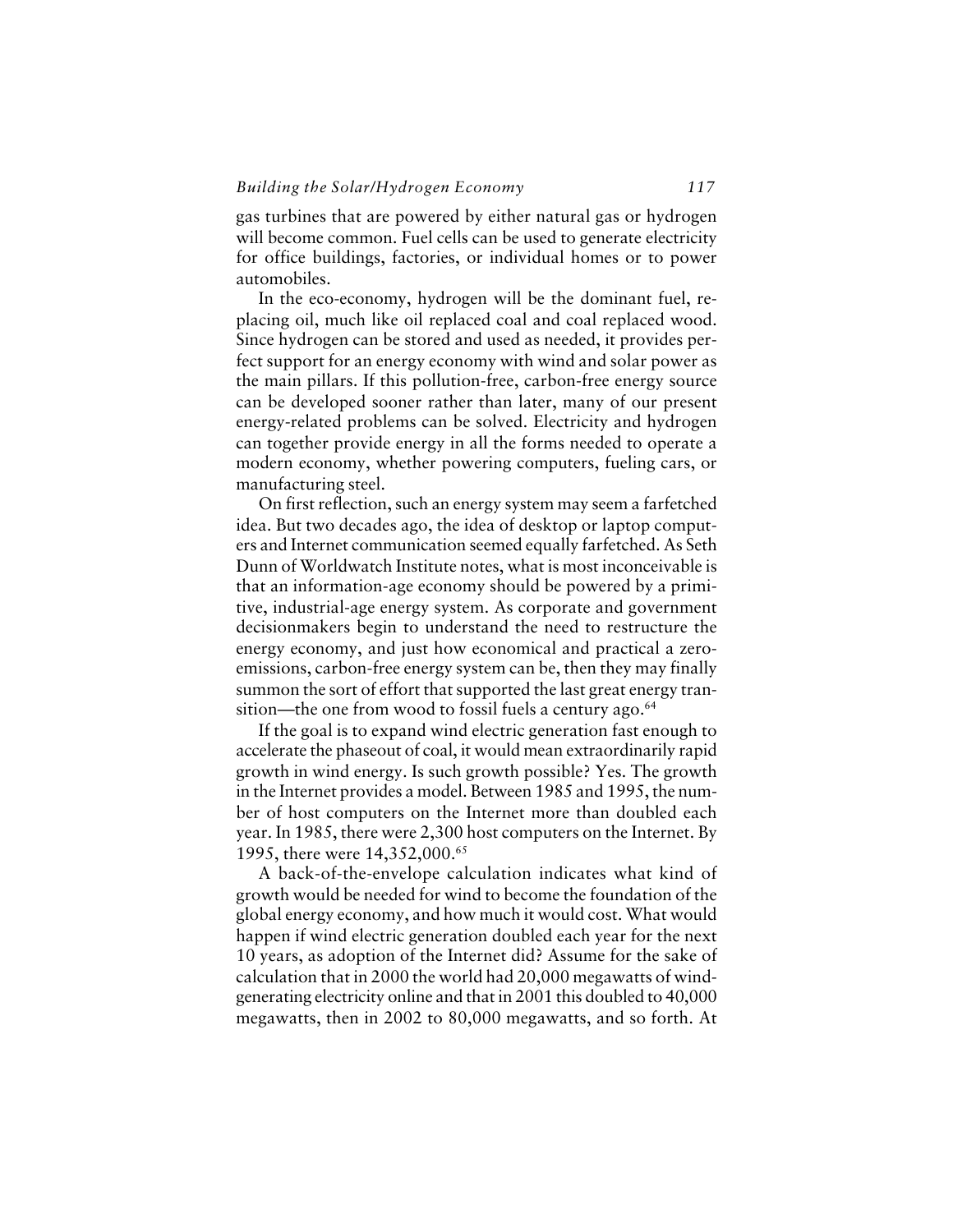gas turbines that are powered by either natural gas or hydrogen will become common. Fuel cells can be used to generate electricity for office buildings, factories, or individual homes or to power automobiles.

In the eco-economy, hydrogen will be the dominant fuel, replacing oil, much like oil replaced coal and coal replaced wood. Since hydrogen can be stored and used as needed, it provides perfect support for an energy economy with wind and solar power as the main pillars. If this pollution-free, carbon-free energy source can be developed sooner rather than later, many of our present energy-related problems can be solved. Electricity and hydrogen can together provide energy in all the forms needed to operate a modern economy, whether powering computers, fueling cars, or manufacturing steel.

On first reflection, such an energy system may seem a farfetched idea. But two decades ago, the idea of desktop or laptop computers and Internet communication seemed equally farfetched. As Seth Dunn of Worldwatch Institute notes, what is most inconceivable is that an information-age economy should be powered by a primitive, industrial-age energy system. As corporate and government decisionmakers begin to understand the need to restructure the energy economy, and just how economical and practical a zero-emissions, carbon-free energy system can be, then they may finally summon the sort of effort that supported the last great energy transition—the one from wood to fossil fuels a century ago.[64]

If the goal is to expand wind electric generation fast enough to accelerate the phaseout of coal, it would mean extraordinarily rapid growth in wind energy. Is such growth possible? Yes. The growth in the Internet provides a model. Between 1985 and 1995, the number of host computers on the Internet more than doubled each year. In 1985, there were 2,300 host computers on the Internet. By 1995, there were 14,352,000.[65]

A back-of-the-envelope calculation indicates what kind of growth would be needed for wind to become the foundation of the global energy economy, and how much it would cost. What would happen if wind electric generation doubled each year for the next 10 years, as adoption of the Internet did? Assume for the sake of calculation that in 2000 the world had 20,000 megawatts of wind-generating electricity online and that in 2001 this doubled to 40,000 megawatts, then in 2002 to 80,000 megawatts, and so forth. At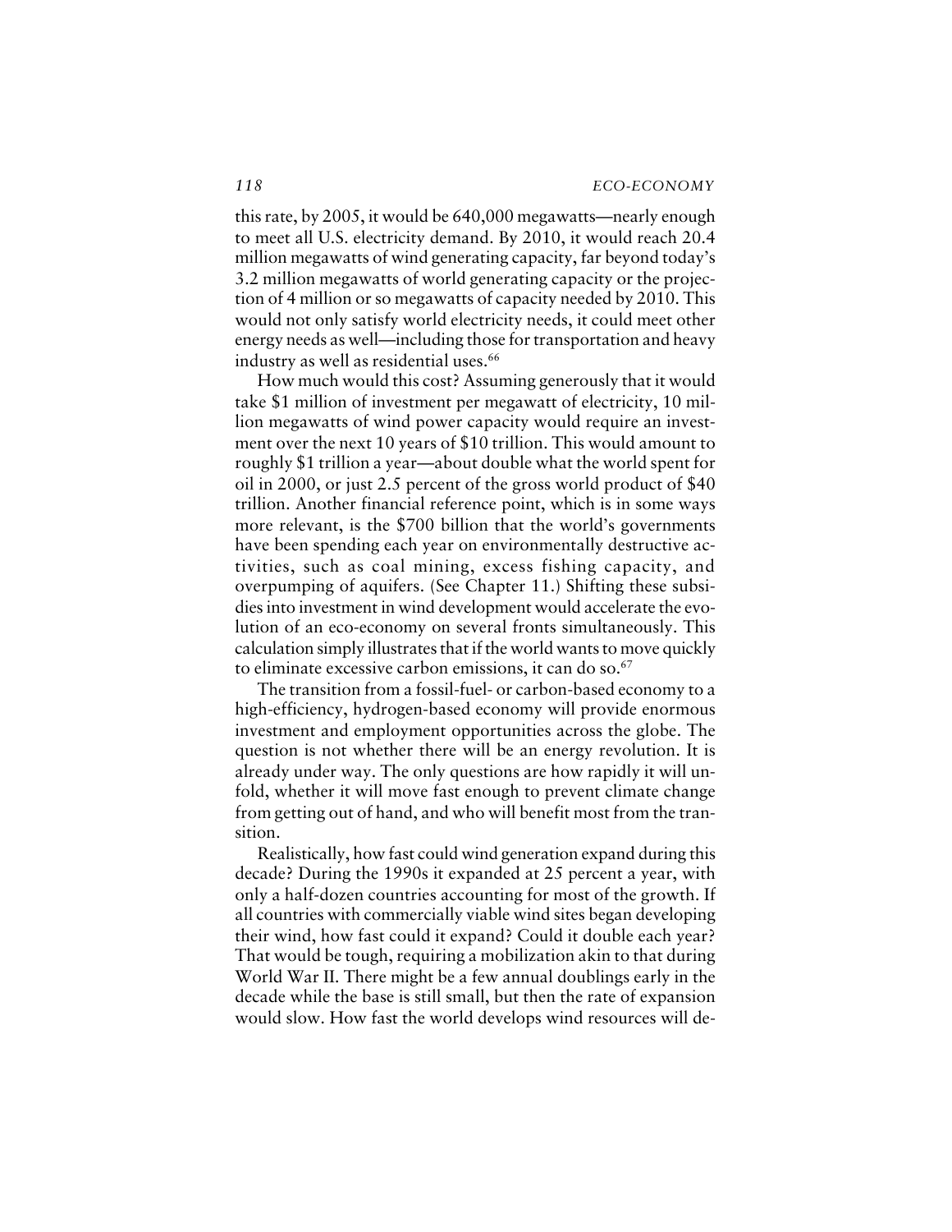this rate, by 2005, it would be 640,000 megawatts—nearly enough to meet all U.S. electricity demand. By 2010, it would reach 20.4 million megawatts of wind generating capacity, far beyond today's 3.2 million megawatts of world generating capacity or the projection of 4 million or so megawatts of capacity needed by 2010. This would not only satisfy world electricity needs, it could meet other energy needs as well—including those for transportation and heavy industry as well as residential uses.[66]

How much would this cost? Assuming generously that it would take \$1 million of investment per megawatt of electricity, 10 million megawatts of wind power capacity would require an investment over the next 10 years of \$10 trillion. This would amount to roughly \$1 trillion a year—about double what the world spent for oil in 2000, or just 2.5 percent of the gross world product of \$40 trillion. Another financial reference point, which is in some ways more relevant, is the \$700 billion that the world's governments have been spending each year on environmentally destructive activities, such as coal mining, excess fishing capacity, and overpumping of aquifers. (See Chapter 11.) Shifting these subsidies into investment in wind development would accelerate the evolution of an eco-economy on several fronts simultaneously. This calculation simply illustrates that if the world wants to move quickly to eliminate excessive carbon emissions, it can do so.[67]

The transition from a fossil-fuel- or carbon-based economy to a high-efficiency, hydrogen-based economy will provide enormous investment and employment opportunities across the globe. The question is not whether there will be an energy revolution. It is already under way. The only questions are how rapidly it will unfold, whether it will move fast enough to prevent climate change from getting out of hand, and who will benefit most from the transition.

Realistically, how fast could wind generation expand during this decade? During the 1990s it expanded at 25 percent a year, with only a half-dozen countries accounting for most of the growth. If all countries with commercially viable wind sites began developing their wind, how fast could it expand? Could it double each year? That would be tough, requiring a mobilization akin to that during World War II. There might be a few annual doublings early in the decade while the base is still small, but then the rate of expansion would slow. How fast the world develops wind resources will de-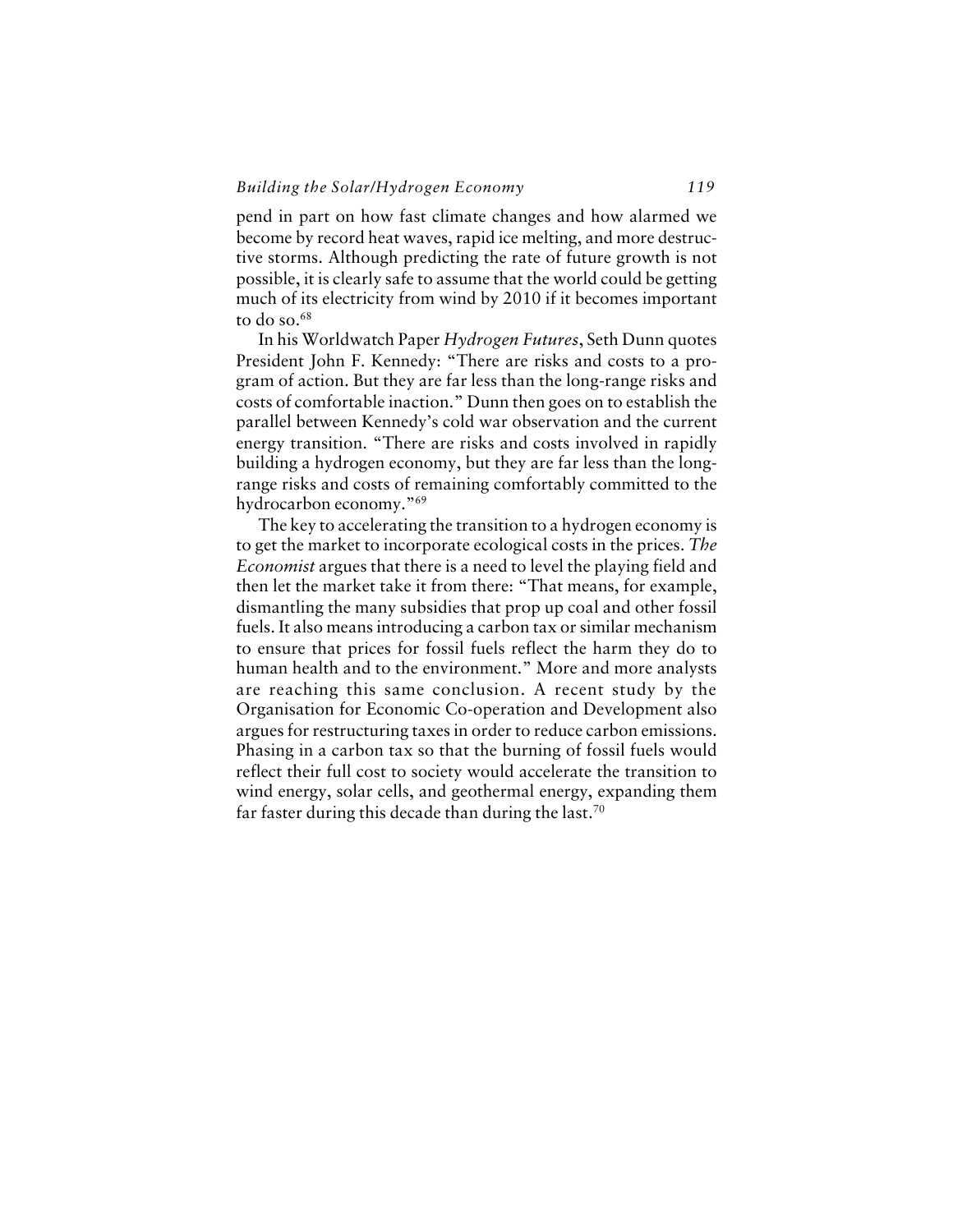pend in part on how fast climate changes and how alarmed we become by record heat waves, rapid ice melting, and more destructive storms. Although predicting the rate of future growth is not possible, it is clearly safe to assume that the world could be getting much of its electricity from wind by 2010 if it becomes important to do so.[68]

In his Worldwatch Paper *Hydrogen Futures*, Seth Dunn quotes President John F. Kennedy: "There are risks and costs to a program of action. But they are far less than the long-range risks and costs of comfortable inaction." Dunn then goes on to establish the parallel between Kennedy's cold war observation and the current energy transition. "There are risks and costs involved in rapidly building a hydrogen economy, but they are far less than the long-range risks and costs of remaining comfortably committed to the hydrocarbon economy."[69]

The key to accelerating the transition to a hydrogen economy is to get the market to incorporate ecological costs in the prices. *The Economist* argues that there is a need to level the playing field and then let the market take it from there: "That means, for example, dismantling the many subsidies that prop up coal and other fossil fuels. It also means introducing a carbon tax or similar mechanism to ensure that prices for fossil fuels reflect the harm they do to human health and to the environment." More and more analysts are reaching this same conclusion. A recent study by the Organisation for Economic Co-operation and Development also argues for restructuring taxes in order to reduce carbon emissions. Phasing in a carbon tax so that the burning of fossil fuels would reflect their full cost to society would accelerate the transition to wind energy, solar cells, and geothermal energy, expanding them far faster during this decade than during the last.[70]